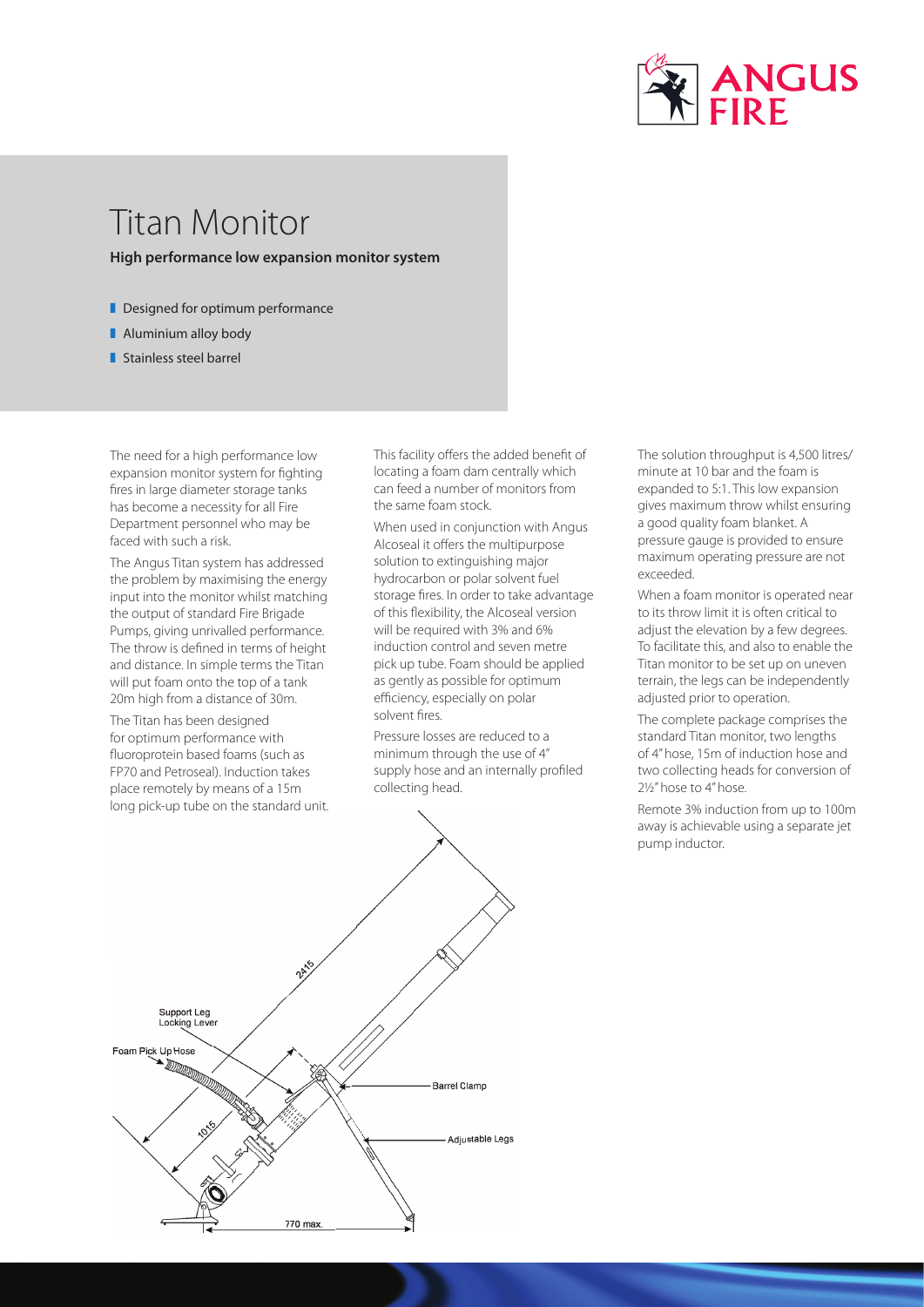# Titan Monitor

**High performance low expansion monitor system**

- Designed for optimum performance
- Aluminium alloy body
- Stainless steel barrel

The need for a high performance low expansion monitor system for fighting fires in large diameter storage tanks has become a necessity for all Fire Department personnel who may be faced with such a risk.

The Angus Titan system has addressed the problem by maximising the energy input into the monitor whilst matching the output of standard Fire Brigade Pumps, giving unrivalled performance. The throw is defined in terms of height and distance. In simple terms the Titan will put foam onto the top of a tank 20m high from a distance of 30m.

The Titan has been designed for optimum performance with fluoroprotein based foams (such as FP70 and Petroseal). Induction takes place remotely by means of a 15m long pick-up tube on the standard unit.

This facility offers the added benefit of locating a foam dam centrally which can feed a number of monitors from the same foam stock.

When used in conjunction with Angus Alcoseal it offers the multipurpose solution to extinguishing major hydrocarbon or polar solvent fuel storage fires. In order to take advantage of this flexibility, the Alcoseal version will be required with 3% and 6% induction control and seven metre pick up tube. Foam should be applied as gently as possible for optimum efficiency, especially on polar solvent fires.

Pressure losses are reduced to a minimum through the use of 4" supply hose and an internally profiled collecting head.

The solution throughput is 4,500 litres/minute at 10 bar and the foam is expanded to 5:1. This low expansion gives maximum throw whilst ensuring a good quality foam blanket. A pressure gauge is provided to ensure maximum operating pressure are not exceeded.

When a foam monitor is operated near to its throw limit it is often critical to adjust the elevation by a few degrees. To facilitate this, and also to enable the Titan monitor to be set up on uneven terrain, the legs can be independently adjusted prior to operation.

The complete package comprises the standard Titan monitor, two lengths of 4" hose, 15m of induction hose and two collecting heads for conversion of 2½" hose to 4" hose.

Remote 3% induction from up to 100m away is achievable using a separate jet pump inductor.

Support Leg Locking Lever

Foam Pick Up Hose

Barrel Clamp

Adjustable Legs

2415

1015

770 max.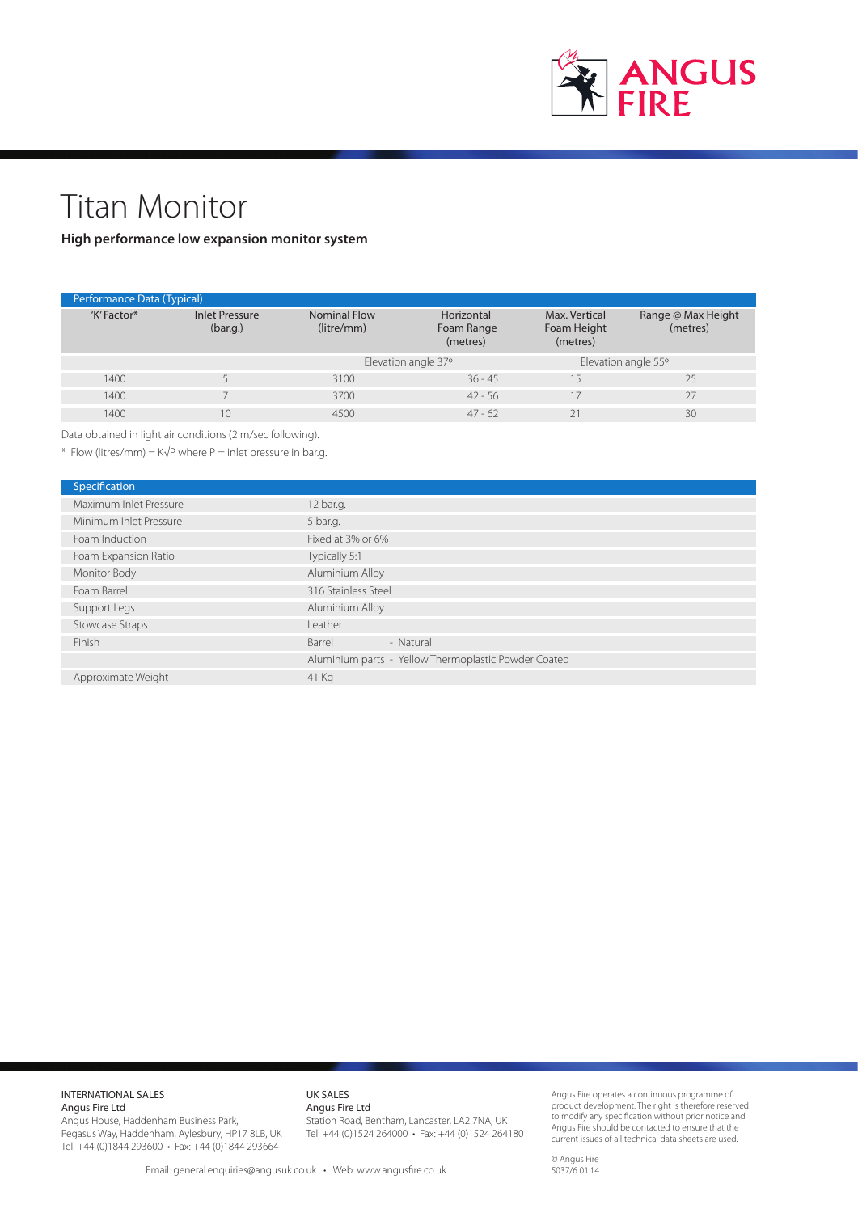# Titan Monitor

**High performance low expansion monitor system**

| Performance Data (Typical) | | | | | |
|---|---|---|---|---|---|
| 'K' Factor* | Inlet Pressure (bar.g.) | Nominal Flow (litre/mm) | Horizontal Foam Range (metres) | Max. Vertical Foam Height (metres) | Range @ Max Height (metres) |
| | | | Elevation angle 37º | Elevation angle 55º | |
| 1400 | 5 | 3100 | 36 - 45 | 15 | 25 |
| 1400 | 7 | 3700 | 42 - 56 | 17 | 27 |
| 1400 | 10 | 4500 | 47 - 62 | 21 | 30 |

Data obtained in light air conditions (2 m/sec following).

* Flow (litres/mm) = $K\sqrt{P}$ where P = inlet pressure in bar.g.

| Specification | |
|---|---|
| Maximum Inlet Pressure | 12 bar.g. |
| Minimum Inlet Pressure | 5 bar.g. |
| Foam Induction | Fixed at 3% or 6% |
| Foam Expansion Ratio | Typically 5:1 |
| Monitor Body | Aluminium Alloy |
| Foam Barrel | 316 Stainless Steel |
| Support Legs | Aluminium Alloy |
| Stowcase Straps | Leather |
| Finish | Barrel - Natural |
| | Aluminium parts - Yellow Thermoplastic Powder Coated |
| Approximate Weight | 41 Kg |

INTERNATIONAL SALES
Angus Fire Ltd
Angus House, Haddenham Business Park,
Pegasus Way, Haddenham, Aylesbury, HP17 8LB, UK
Tel: +44 (0)1844 293600 • Fax: +44 (0)1844 293664

UK SALES
Angus Fire Ltd
Station Road, Bentham, Lancaster, LA2 7NA, UK
Tel: +44 (0)1524 264000 • Fax: +44 (0)1524 264180

Email: general.enquiries@angusuk.co.uk • Web: www.angusfire.co.uk

Angus Fire operates a continuous programme of product development. The right is therefore reserved to modify any specification without prior notice and Angus Fire should be contacted to ensure that the current issues of all technical data sheets are used.

© Angus Fire
5037/6 01.14